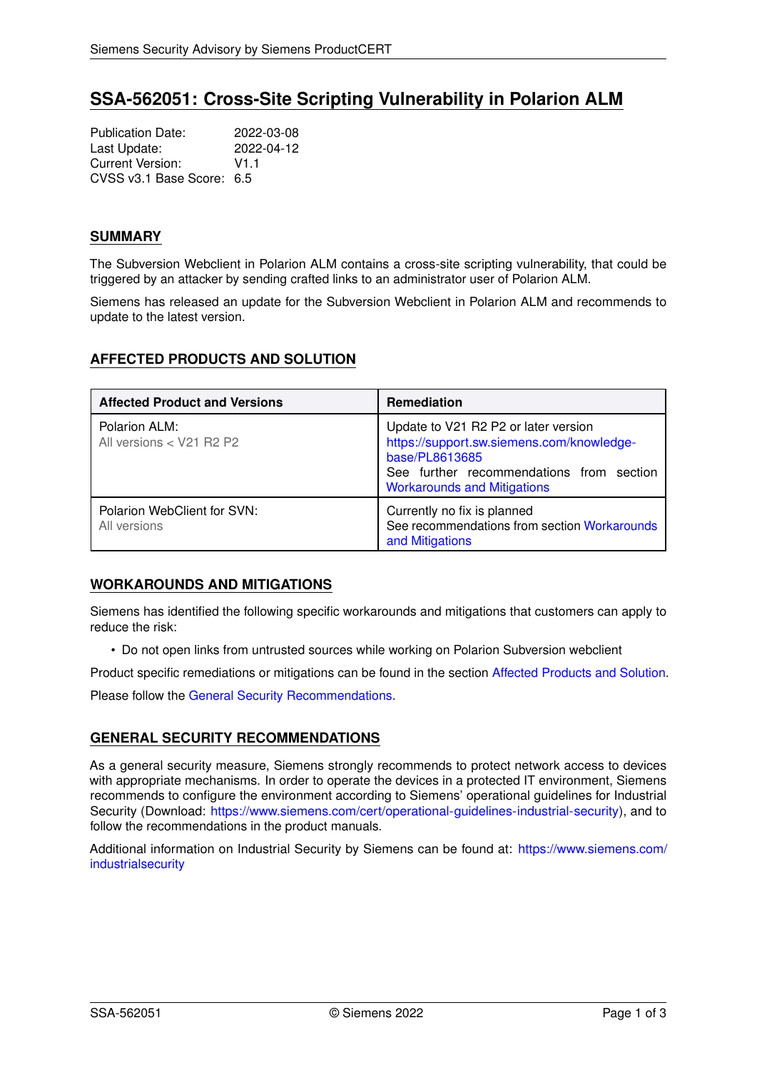# SSA-562051: Cross-Site Scripting Vulnerability in Polarion ALM

Publication Date: 2022-03-08
Last Update: 2022-04-12
Current Version: V1.1
CVSS v3.1 Base Score: 6.5

## SUMMARY

The Subversion Webclient in Polarion ALM contains a cross-site scripting vulnerability, that could be triggered by an attacker by sending crafted links to an administrator user of Polarion ALM.

Siemens has released an update for the Subversion Webclient in Polarion ALM and recommends to update to the latest version.

## AFFECTED PRODUCTS AND SOLUTION

| Affected Product and Versions | Remediation |
|---|---|
| Polarion ALM:<br>All versions < V21 R2 P2 | Update to V21 R2 P2 or later version<br>https://support.sw.siemens.com/knowledge-base/PL8613685<br>See further recommendations from section Workarounds and Mitigations |
| Polarion WebClient for SVN:<br>All versions | Currently no fix is planned<br>See recommendations from section Workarounds and Mitigations |

## WORKAROUNDS AND MITIGATIONS

Siemens has identified the following specific workarounds and mitigations that customers can apply to reduce the risk:

- Do not open links from untrusted sources while working on Polarion Subversion webclient

Product specific remediations or mitigations can be found in the section Affected Products and Solution.

Please follow the General Security Recommendations.

## GENERAL SECURITY RECOMMENDATIONS

As a general security measure, Siemens strongly recommends to protect network access to devices with appropriate mechanisms. In order to operate the devices in a protected IT environment, Siemens recommends to configure the environment according to Siemens' operational guidelines for Industrial Security (Download: https://www.siemens.com/cert/operational-guidelines-industrial-security), and to follow the recommendations in the product manuals.

Additional information on Industrial Security by Siemens can be found at: https://www.siemens.com/industrialsecurity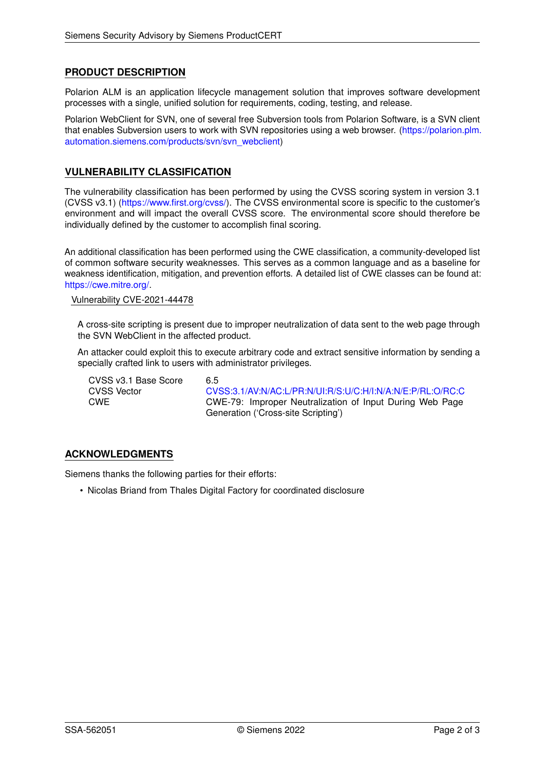## PRODUCT DESCRIPTION

Polarion ALM is an application lifecycle management solution that improves software development processes with a single, unified solution for requirements, coding, testing, and release.

Polarion WebClient for SVN, one of several free Subversion tools from Polarion Software, is a SVN client that enables Subversion users to work with SVN repositories using a web browser. (https://polarion.plm.automation.siemens.com/products/svn/svn_webclient)

## VULNERABILITY CLASSIFICATION

The vulnerability classification has been performed by using the CVSS scoring system in version 3.1 (CVSS v3.1) (https://www.first.org/cvss/). The CVSS environmental score is specific to the customer's environment and will impact the overall CVSS score. The environmental score should therefore be individually defined by the customer to accomplish final scoring.

An additional classification has been performed using the CWE classification, a community-developed list of common software security weaknesses. This serves as a common language and as a baseline for weakness identification, mitigation, and prevention efforts. A detailed list of CWE classes can be found at: https://cwe.mitre.org/.

### Vulnerability CVE-2021-44478

A cross-site scripting is present due to improper neutralization of data sent to the web page through the SVN WebClient in the affected product.

An attacker could exploit this to execute arbitrary code and extract sensitive information by sending a specially crafted link to users with administrator privileges.

| | |
|---|---|
| CVSS v3.1 Base Score | 6.5 |
| CVSS Vector | CVSS:3.1/AV:N/AC:L/PR:N/UI:R/S:U/C:H/I:N/A:N/E:P/RL:O/RC:C |
| CWE | CWE-79: Improper Neutralization of Input During Web Page Generation ('Cross-site Scripting') |

## ACKNOWLEDGMENTS

Siemens thanks the following parties for their efforts:

- Nicolas Briand from Thales Digital Factory for coordinated disclosure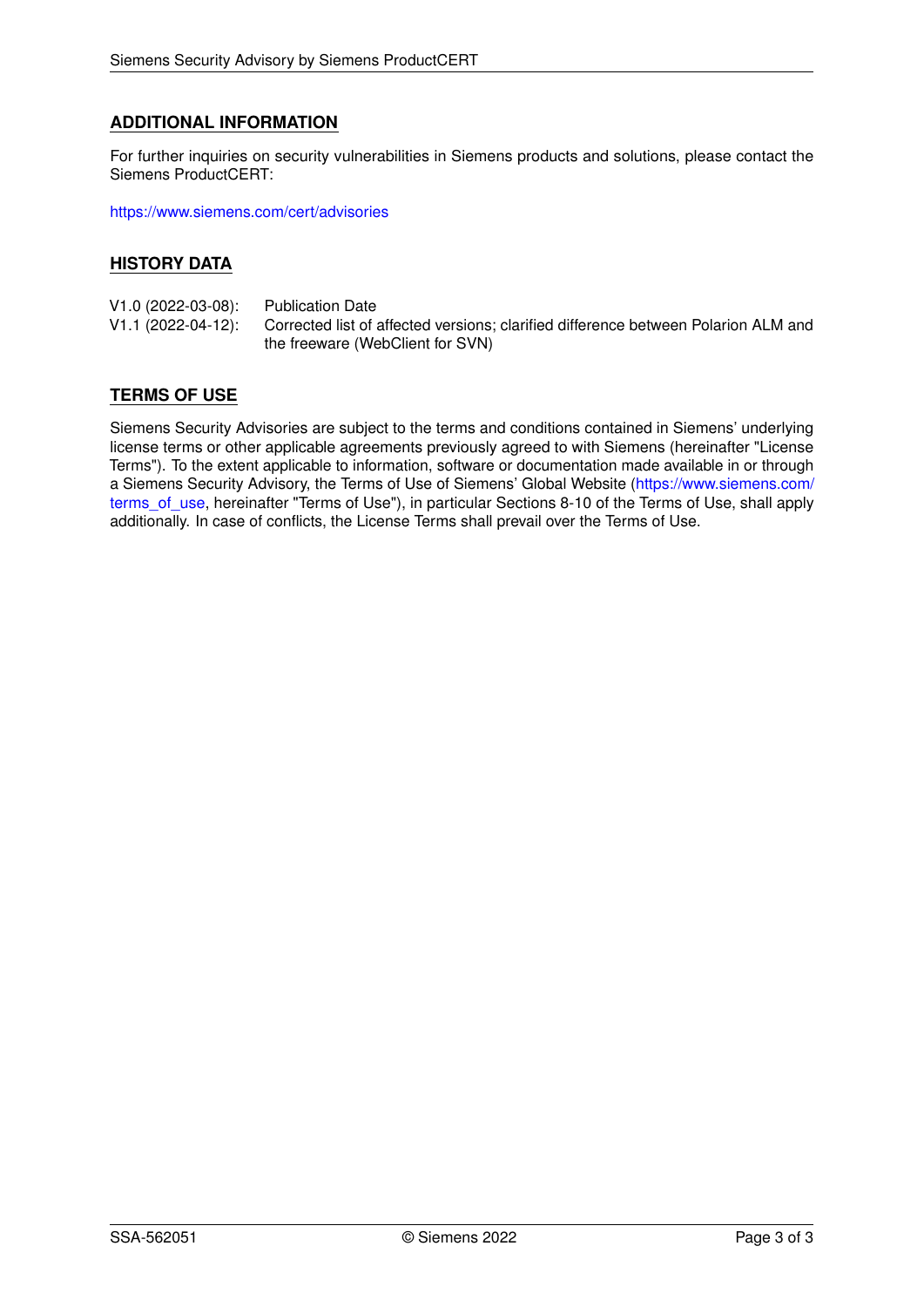## ADDITIONAL INFORMATION

For further inquiries on security vulnerabilities in Siemens products and solutions, please contact the Siemens ProductCERT:

https://www.siemens.com/cert/advisories

## HISTORY DATA

| | |
|---|---|
| V1.0 (2022-03-08): | Publication Date |
| V1.1 (2022-04-12): | Corrected list of affected versions; clarified difference between Polarion ALM and the freeware (WebClient for SVN) |

## TERMS OF USE

Siemens Security Advisories are subject to the terms and conditions contained in Siemens' underlying license terms or other applicable agreements previously agreed to with Siemens (hereinafter "License Terms"). To the extent applicable to information, software or documentation made available in or through a Siemens Security Advisory, the Terms of Use of Siemens' Global Website (https://www.siemens.com/terms_of_use, hereinafter "Terms of Use"), in particular Sections 8-10 of the Terms of Use, shall apply additionally. In case of conflicts, the License Terms shall prevail over the Terms of Use.